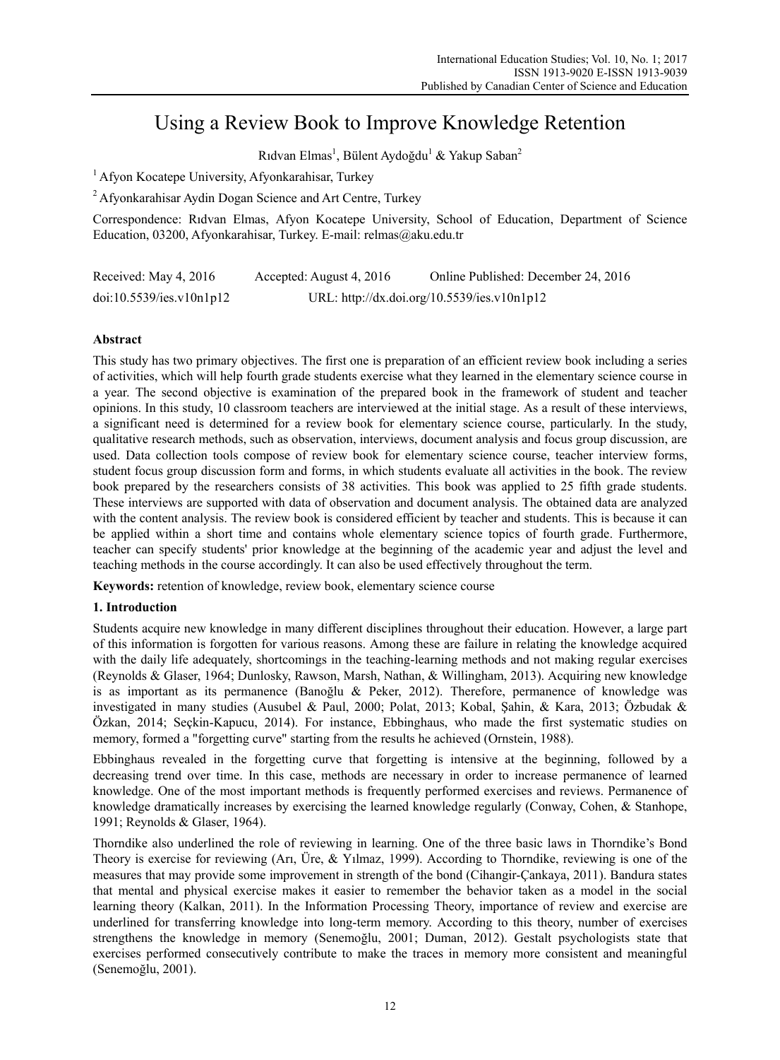# Using a Review Book to Improve Knowledge Retention

Rıdvan Elmas[1], Bülent Aydoğdu[1] & Yakup Saban[2]

[1] Afyon Kocatepe University, Afyonkarahisar, Turkey

[2] Afyonkarahisar Aydin Dogan Science and Art Centre, Turkey

Correspondence: Rıdvan Elmas, Afyon Kocatepe University, School of Education, Department of Science Education, 03200, Afyonkarahisar, Turkey. E-mail: relmas@aku.edu.tr

Received: May 4, 2016 Accepted: August 4, 2016 Online Published: December 24, 2016

doi:10.5539/ies.v10n1p12 URL: http://dx.doi.org/10.5539/ies.v10n1p12

## Abstract

This study has two primary objectives. The first one is preparation of an efficient review book including a series of activities, which will help fourth grade students exercise what they learned in the elementary science course in a year. The second objective is examination of the prepared book in the framework of student and teacher opinions. In this study, 10 classroom teachers are interviewed at the initial stage. As a result of these interviews, a significant need is determined for a review book for elementary science course, particularly. In the study, qualitative research methods, such as observation, interviews, document analysis and focus group discussion, are used. Data collection tools compose of review book for elementary science course, teacher interview forms, student focus group discussion form and forms, in which students evaluate all activities in the book. The review book prepared by the researchers consists of 38 activities. This book was applied to 25 fifth grade students. These interviews are supported with data of observation and document analysis. The obtained data are analyzed with the content analysis. The review book is considered efficient by teacher and students. This is because it can be applied within a short time and contains whole elementary science topics of fourth grade. Furthermore, teacher can specify students' prior knowledge at the beginning of the academic year and adjust the level and teaching methods in the course accordingly. It can also be used effectively throughout the term.

**Keywords:** retention of knowledge, review book, elementary science course

## 1. Introduction

Students acquire new knowledge in many different disciplines throughout their education. However, a large part of this information is forgotten for various reasons. Among these are failure in relating the knowledge acquired with the daily life adequately, shortcomings in the teaching-learning methods and not making regular exercises (Reynolds & Glaser, 1964; Dunlosky, Rawson, Marsh, Nathan, & Willingham, 2013). Acquiring new knowledge is as important as its permanence (Banoğlu & Peker, 2012). Therefore, permanence of knowledge was investigated in many studies (Ausubel & Paul, 2000; Polat, 2013; Kobal, Şahin, & Kara, 2013; Özbudak & Özkan, 2014; Seçkin-Kapucu, 2014). For instance, Ebbinghaus, who made the first systematic studies on memory, formed a "forgetting curve" starting from the results he achieved (Ornstein, 1988).

Ebbinghaus revealed in the forgetting curve that forgetting is intensive at the beginning, followed by a decreasing trend over time. In this case, methods are necessary in order to increase permanence of learned knowledge. One of the most important methods is frequently performed exercises and reviews. Permanence of knowledge dramatically increases by exercising the learned knowledge regularly (Conway, Cohen, & Stanhope, 1991; Reynolds & Glaser, 1964).

Thorndike also underlined the role of reviewing in learning. One of the three basic laws in Thorndike's Bond Theory is exercise for reviewing (Arı, Üre, & Yılmaz, 1999). According to Thorndike, reviewing is one of the measures that may provide some improvement in strength of the bond (Cihangir-Çankaya, 2011). Bandura states that mental and physical exercise makes it easier to remember the behavior taken as a model in the social learning theory (Kalkan, 2011). In the Information Processing Theory, importance of review and exercise are underlined for transferring knowledge into long-term memory. According to this theory, number of exercises strengthens the knowledge in memory (Senemoğlu, 2001; Duman, 2012). Gestalt psychologists state that exercises performed consecutively contribute to make the traces in memory more consistent and meaningful (Senemoğlu, 2001).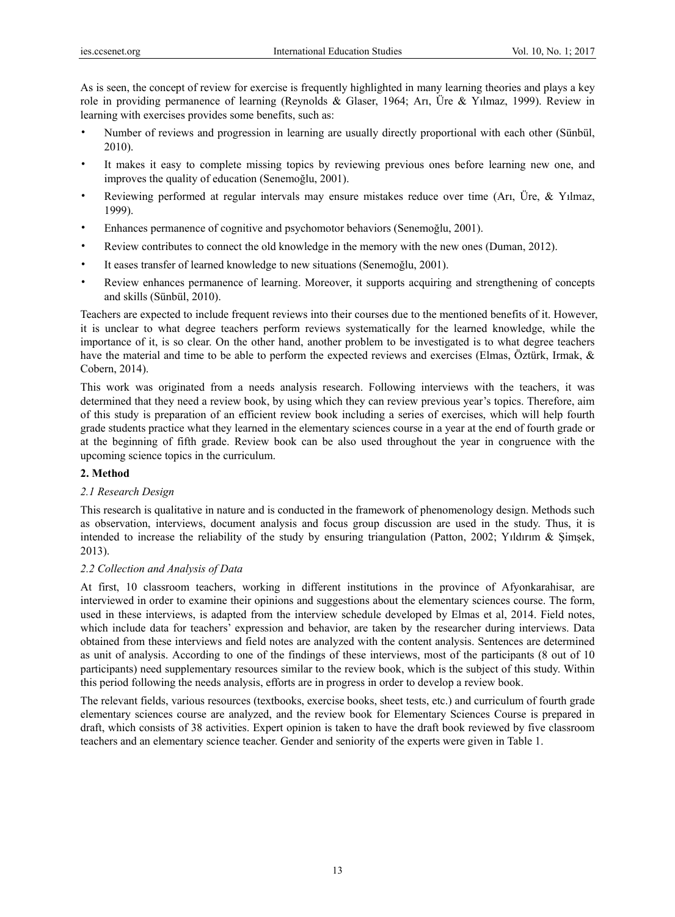As is seen, the concept of review for exercise is frequently highlighted in many learning theories and plays a key role in providing permanence of learning (Reynolds & Glaser, 1964; Arı, Üre & Yılmaz, 1999). Review in learning with exercises provides some benefits, such as:

- Number of reviews and progression in learning are usually directly proportional with each other (Sünbül, 2010).
- It makes it easy to complete missing topics by reviewing previous ones before learning new one, and improves the quality of education (Senemoğlu, 2001).
- Reviewing performed at regular intervals may ensure mistakes reduce over time (Arı, Üre, & Yılmaz, 1999).
- Enhances permanence of cognitive and psychomotor behaviors (Senemoğlu, 2001).
- Review contributes to connect the old knowledge in the memory with the new ones (Duman, 2012).
- It eases transfer of learned knowledge to new situations (Senemoğlu, 2001).
- Review enhances permanence of learning. Moreover, it supports acquiring and strengthening of concepts and skills (Sünbül, 2010).

Teachers are expected to include frequent reviews into their courses due to the mentioned benefits of it. However, it is unclear to what degree teachers perform reviews systematically for the learned knowledge, while the importance of it, is so clear. On the other hand, another problem to be investigated is to what degree teachers have the material and time to be able to perform the expected reviews and exercises (Elmas, Öztürk, Irmak, & Cobern, 2014).

This work was originated from a needs analysis research. Following interviews with the teachers, it was determined that they need a review book, by using which they can review previous year's topics. Therefore, aim of this study is preparation of an efficient review book including a series of exercises, which will help fourth grade students practice what they learned in the elementary sciences course in a year at the end of fourth grade or at the beginning of fifth grade. Review book can be also used throughout the year in congruence with the upcoming science topics in the curriculum.

## 2. Method

### *2.1 Research Design*

This research is qualitative in nature and is conducted in the framework of phenomenology design. Methods such as observation, interviews, document analysis and focus group discussion are used in the study. Thus, it is intended to increase the reliability of the study by ensuring triangulation (Patton, 2002; Yıldırım & Şimşek, 2013).

### *2.2 Collection and Analysis of Data*

At first, 10 classroom teachers, working in different institutions in the province of Afyonkarahisar, are interviewed in order to examine their opinions and suggestions about the elementary sciences course. The form, used in these interviews, is adapted from the interview schedule developed by Elmas et al, 2014. Field notes, which include data for teachers' expression and behavior, are taken by the researcher during interviews. Data obtained from these interviews and field notes are analyzed with the content analysis. Sentences are determined as unit of analysis. According to one of the findings of these interviews, most of the participants (8 out of 10 participants) need supplementary resources similar to the review book, which is the subject of this study. Within this period following the needs analysis, efforts are in progress in order to develop a review book.

The relevant fields, various resources (textbooks, exercise books, sheet tests, etc.) and curriculum of fourth grade elementary sciences course are analyzed, and the review book for Elementary Sciences Course is prepared in draft, which consists of 38 activities. Expert opinion is taken to have the draft book reviewed by five classroom teachers and an elementary science teacher. Gender and seniority of the experts were given in Table 1.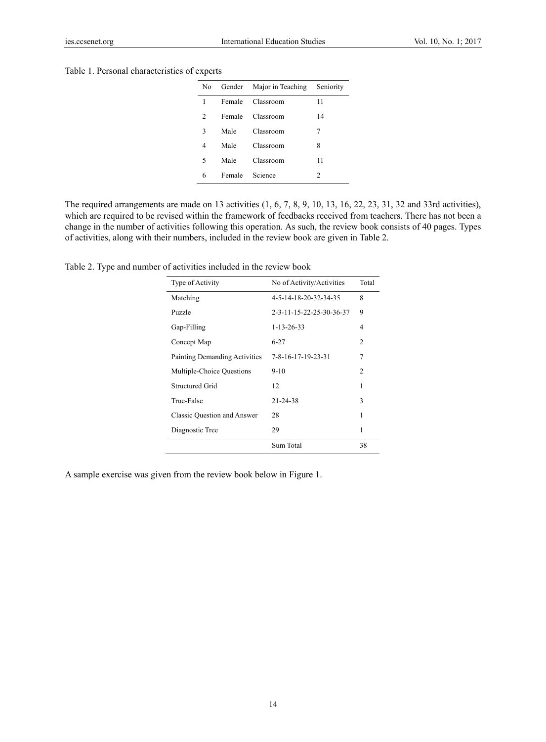Table 1. Personal characteristics of experts

| No | Gender | Major in Teaching | Seniority |
|---|---|---|---|
| 1 | Female | Classroom | 11 |
| 2 | Female | Classroom | 14 |
| 3 | Male | Classroom | 7 |
| 4 | Male | Classroom | 8 |
| 5 | Male | Classroom | 11 |
| 6 | Female | Science | 2 |

The required arrangements are made on 13 activities (1, 6, 7, 8, 9, 10, 13, 16, 22, 23, 31, 32 and 33rd activities), which are required to be revised within the framework of feedbacks received from teachers. There has not been a change in the number of activities following this operation. As such, the review book consists of 40 pages. Types of activities, along with their numbers, included in the review book are given in Table 2.

Table 2. Type and number of activities included in the review book

| Type of Activity | No of Activity/Activities | Total |
|---|---|---|
| Matching | 4-5-14-18-20-32-34-35 | 8 |
| Puzzle | 2-3-11-15-22-25-30-36-37 | 9 |
| Gap-Filling | 1-13-26-33 | 4 |
| Concept Map | 6-27 | 2 |
| Painting Demanding Activities | 7-8-16-17-19-23-31 | 7 |
| Multiple-Choice Questions | 9-10 | 2 |
| Structured Grid | 12 | 1 |
| True-False | 21-24-38 | 3 |
| Classic Question and Answer | 28 | 1 |
| Diagnostic Tree | 29 | 1 |
| | Sum Total | 38 |

A sample exercise was given from the review book below in Figure 1.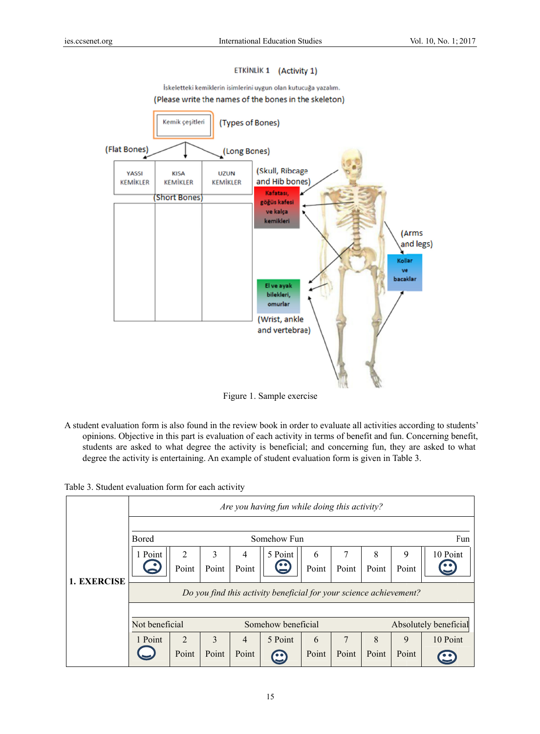ETKİNLİK 1 (Activity 1)

İskeletteki kemiklerin isimlerini uygun olan kutucuğa yazalım.

(Please write the names of the bones in the skeleton)

| Kemik çeşitleri (Types of Bones) | | |
|---|---|---|
| YASSI KEMİKLER (Flat Bones) | KISA KEMİKLER (Short Bones) | UZUN KEMİKLER (Long Bones) |
| | | |

Kafatası, göğüs kafesi ve kalça kemikleri (Skull, Ribcage and Hib bones)

El ve ayak bilekleri, omurlar (Wrist, ankle and vertebrae)

Kollar ve bacaklar (Arms and legs)

Figure 1. Sample exercise

A student evaluation form is also found in the review book in order to evaluate all activities according to students' opinions. Objective in this part is evaluation of each activity in terms of benefit and fun. Concerning benefit, students are asked to what degree the activity is beneficial; and concerning fun, they are asked to what degree the activity is entertaining. An example of student evaluation form is given in Table 3.

Table 3. Student evaluation form for each activity

| | *Are you having fun while doing this activity?* | | | | | | | | | |
|---|---|---|---|---|---|---|---|---|---|---|
| | Bored | | | | Somehow Fun | | | | | Fun |
| | 1 Point | 2 Point | 3 Point | 4 Point | 5 Point | 6 Point | 7 Point | 8 Point | 9 Point | 10 Point |
| **1. EXERCISE** | *Do you find this activity beneficial for your science achievement?* | | | | | | | | | |
| | Not beneficial | | | | Somehow beneficial | | | | | Absolutely beneficial |
| | 1 Point | 2 Point | 3 Point | 4 Point | 5 Point | 6 Point | 7 Point | 8 Point | 9 Point | 10 Point |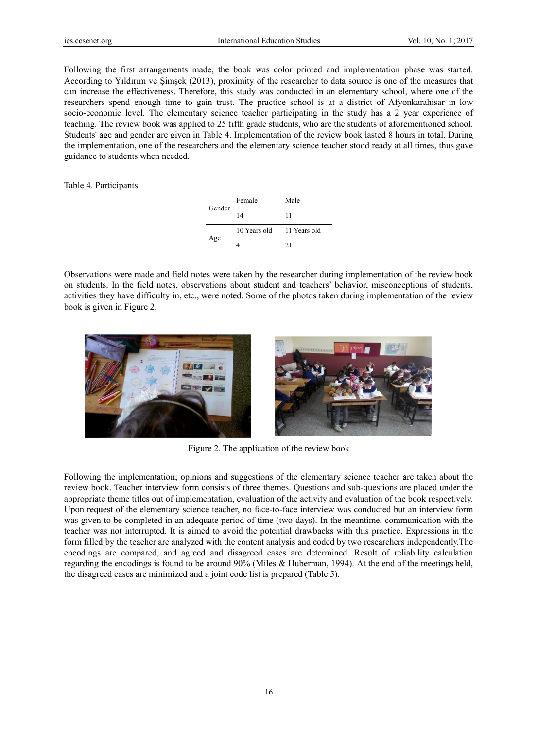Following the first arrangements made, the book was color printed and implementation phase was started. According to Yıldırım ve Şimşek (2013), proximity of the researcher to data source is one of the measures that can increase the effectiveness. Therefore, this study was conducted in an elementary school, where one of the researchers spend enough time to gain trust. The practice school is at a district of Afyonkarahisar in low socio-economic level. The elementary science teacher participating in the study has a 2 year experience of teaching. The review book was applied to 25 fifth grade students, who are the students of aforementioned school. Students' age and gender are given in Table 4. Implementation of the review book lasted 8 hours in total. During the implementation, one of the researchers and the elementary science teacher stood ready at all times, thus gave guidance to students when needed.

Table 4. Participants

| | | |
|---|---|---|
| Gender | Female | Male |
| | 14 | 11 |
| Age | 10 Years old | 11 Years old |
| | 4 | 21 |

Observations were made and field notes were taken by the researcher during implementation of the review book on students. In the field notes, observations about student and teachers' behavior, misconceptions of students, activities they have difficulty in, etc., were noted. Some of the photos taken during implementation of the review book is given in Figure 2.

Figure 2. The application of the review book

Following the implementation; opinions and suggestions of the elementary science teacher are taken about the review book. Teacher interview form consists of three themes. Questions and sub-questions are placed under the appropriate theme titles out of implementation, evaluation of the activity and evaluation of the book respectively. Upon request of the elementary science teacher, no face-to-face interview was conducted but an interview form was given to be completed in an adequate period of time (two days). In the meantime, communication with the teacher was not interrupted. It is aimed to avoid the potential drawbacks with this practice. Expressions in the form filled by the teacher are analyzed with the content analysis and coded by two researchers independently.The encodings are compared, and agreed and disagreed cases are determined. Result of reliability calculation regarding the encodings is found to be around 90% (Miles & Huberman, 1994). At the end of the meetings held, the disagreed cases are minimized and a joint code list is prepared (Table 5).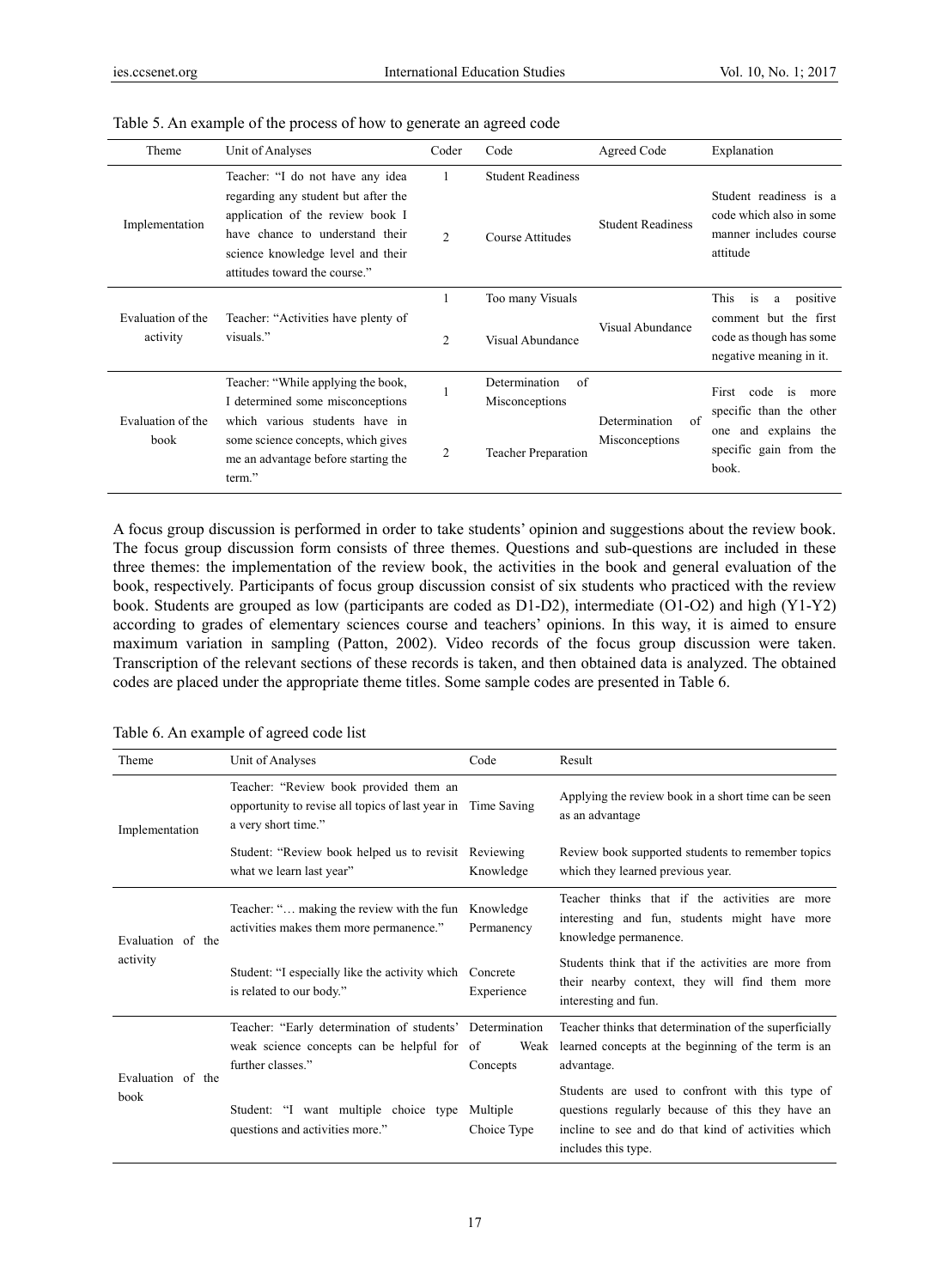Table 5. An example of the process of how to generate an agreed code

| Theme | Unit of Analyses | Coder | Code | Agreed Code | Explanation |
|---|---|---|---|---|---|
| Implementation | Teacher: "I do not have any idea regarding any student but after the application of the review book I have chance to understand their science knowledge level and their attitudes toward the course." | 1 | Student Readiness | Student Readiness | Student readiness is a code which also in some manner includes course attitude |
| | | 2 | Course Attitudes | | |
| Evaluation of the activity | Teacher: "Activities have plenty of visuals." | 1 | Too many Visuals | Visual Abundance | This is a positive comment but the first code as though has some negative meaning in it. |
| | | 2 | Visual Abundance | | |
| Evaluation of the book | Teacher: "While applying the book, I determined some misconceptions which various students have in some science concepts, which gives me an advantage before starting the term." | 1 | Determination of Misconceptions | Determination of Misconceptions | First code is more specific than the other one and explains the specific gain from the book. |
| | | 2 | Teacher Preparation | | |

A focus group discussion is performed in order to take students' opinion and suggestions about the review book. The focus group discussion form consists of three themes. Questions and sub-questions are included in these three themes: the implementation of the review book, the activities in the book and general evaluation of the book, respectively. Participants of focus group discussion consist of six students who practiced with the review book. Students are grouped as low (participants are coded as D1-D2), intermediate (O1-O2) and high (Y1-Y2) according to grades of elementary sciences course and teachers' opinions. In this way, it is aimed to ensure maximum variation in sampling (Patton, 2002). Video records of the focus group discussion were taken. Transcription of the relevant sections of these records is taken, and then obtained data is analyzed. The obtained codes are placed under the appropriate theme titles. Some sample codes are presented in Table 6.

Table 6. An example of agreed code list

| Theme | Unit of Analyses | Code | Result |
|---|---|---|---|
| Implementation | Teacher: "Review book provided them an opportunity to revise all topics of last year in a very short time." | Time Saving | Applying the review book in a short time can be seen as an advantage |
| | Student: "Review book helped us to revisit what we learn last year" | Reviewing Knowledge | Review book supported students to remember topics which they learned previous year. |
| Evaluation of the activity | Teacher: "… making the review with the fun activities makes them more permanence." | Knowledge Permanency | Teacher thinks that if the activities are more interesting and fun, students might have more knowledge permanence. |
| | Student: "I especially like the activity which is related to our body." | Concrete Experience | Students think that if the activities are more from their nearby context, they will find them more interesting and fun. |
| Evaluation of the book | Teacher: "Early determination of students' weak science concepts can be helpful for further classes." | Determination of Weak Concepts | Teacher thinks that determination of the superficially learned concepts at the beginning of the term is an advantage. |
| | Student: "I want multiple choice type questions and activities more." | Multiple Choice Type | Students are used to confront with this type of questions regularly because of this they have an incline to see and do that kind of activities which includes this type. |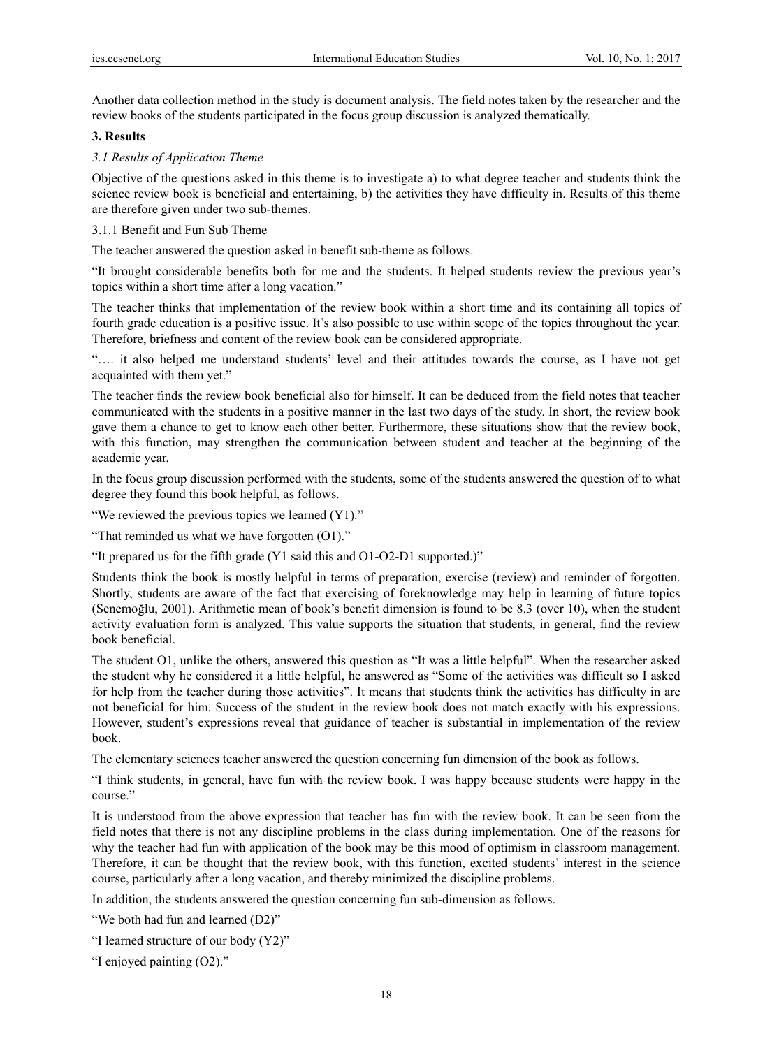Another data collection method in the study is document analysis. The field notes taken by the researcher and the review books of the students participated in the focus group discussion is analyzed thematically.

## 3. Results

### *3.1 Results of Application Theme*

Objective of the questions asked in this theme is to investigate a) to what degree teacher and students think the science review book is beneficial and entertaining, b) the activities they have difficulty in. Results of this theme are therefore given under two sub-themes.

#### 3.1.1 Benefit and Fun Sub Theme

The teacher answered the question asked in benefit sub-theme as follows.

"It brought considerable benefits both for me and the students. It helped students review the previous year's topics within a short time after a long vacation."

The teacher thinks that implementation of the review book within a short time and its containing all topics of fourth grade education is a positive issue. It's also possible to use within scope of the topics throughout the year. Therefore, briefness and content of the review book can be considered appropriate.

"…. it also helped me understand students' level and their attitudes towards the course, as I have not get acquainted with them yet."

The teacher finds the review book beneficial also for himself. It can be deduced from the field notes that teacher communicated with the students in a positive manner in the last two days of the study. In short, the review book gave them a chance to get to know each other better. Furthermore, these situations show that the review book, with this function, may strengthen the communication between student and teacher at the beginning of the academic year.

In the focus group discussion performed with the students, some of the students answered the question of to what degree they found this book helpful, as follows.

"We reviewed the previous topics we learned (Y1)."

"That reminded us what we have forgotten (O1)."

"It prepared us for the fifth grade (Y1 said this and O1-O2-D1 supported.)"

Students think the book is mostly helpful in terms of preparation, exercise (review) and reminder of forgotten. Shortly, students are aware of the fact that exercising of foreknowledge may help in learning of future topics (Senemoğlu, 2001). Arithmetic mean of book's benefit dimension is found to be 8.3 (over 10), when the student activity evaluation form is analyzed. This value supports the situation that students, in general, find the review book beneficial.

The student O1, unlike the others, answered this question as "It was a little helpful". When the researcher asked the student why he considered it a little helpful, he answered as "Some of the activities was difficult so I asked for help from the teacher during those activities". It means that students think the activities has difficulty in are not beneficial for him. Success of the student in the review book does not match exactly with his expressions. However, student's expressions reveal that guidance of teacher is substantial in implementation of the review book.

The elementary sciences teacher answered the question concerning fun dimension of the book as follows.

"I think students, in general, have fun with the review book. I was happy because students were happy in the course."

It is understood from the above expression that teacher has fun with the review book. It can be seen from the field notes that there is not any discipline problems in the class during implementation. One of the reasons for why the teacher had fun with application of the book may be this mood of optimism in classroom management. Therefore, it can be thought that the review book, with this function, excited students' interest in the science course, particularly after a long vacation, and thereby minimized the discipline problems.

In addition, the students answered the question concerning fun sub-dimension as follows.

"We both had fun and learned (D2)"

"I learned structure of our body (Y2)"

"I enjoyed painting (O2)."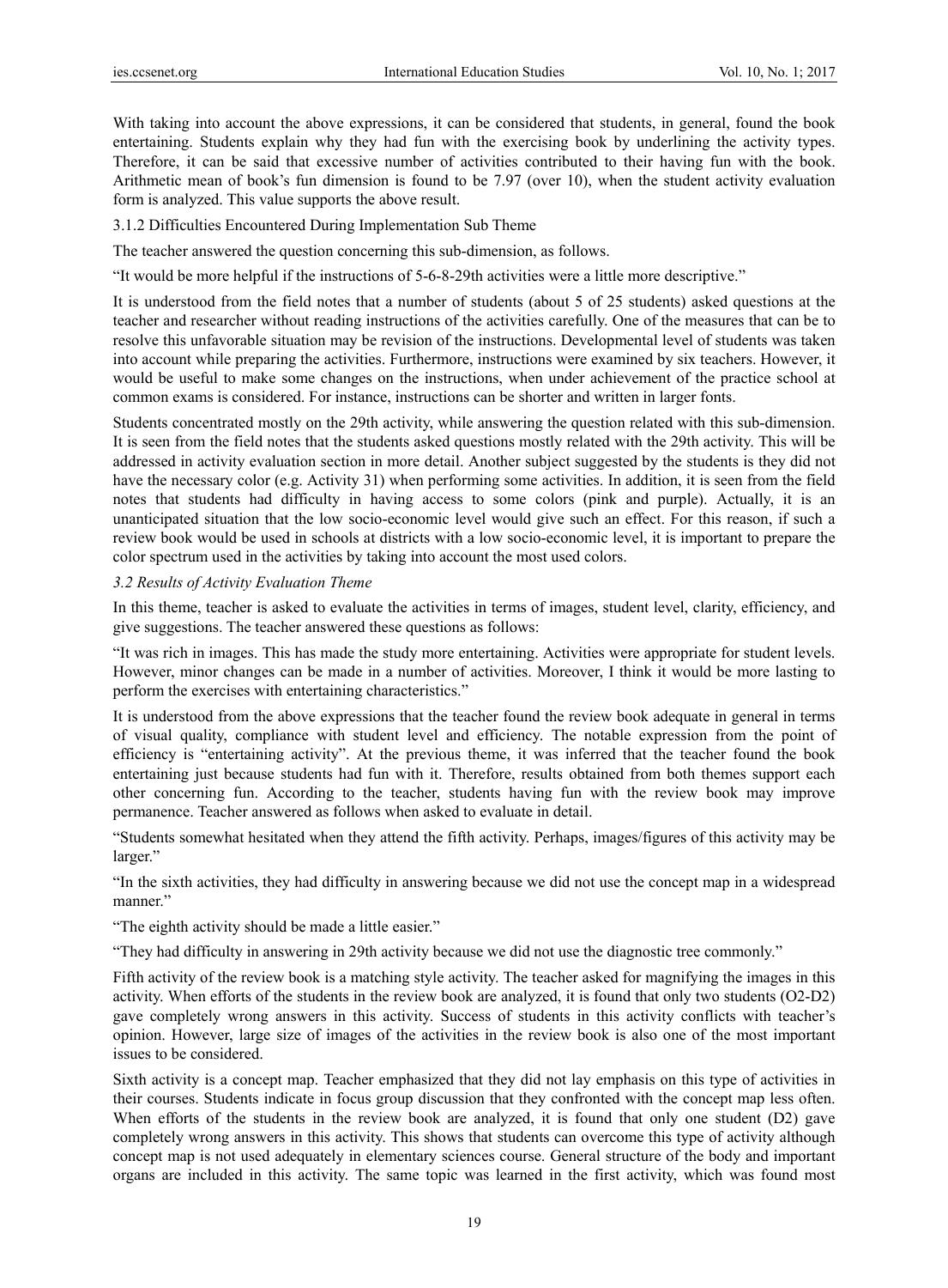With taking into account the above expressions, it can be considered that students, in general, found the book entertaining. Students explain why they had fun with the exercising book by underlining the activity types. Therefore, it can be said that excessive number of activities contributed to their having fun with the book. Arithmetic mean of book's fun dimension is found to be 7.97 (over 10), when the student activity evaluation form is analyzed. This value supports the above result.

#### 3.1.2 Difficulties Encountered During Implementation Sub Theme

The teacher answered the question concerning this sub-dimension, as follows.

"It would be more helpful if the instructions of 5-6-8-29th activities were a little more descriptive."

It is understood from the field notes that a number of students (about 5 of 25 students) asked questions at the teacher and researcher without reading instructions of the activities carefully. One of the measures that can be to resolve this unfavorable situation may be revision of the instructions. Developmental level of students was taken into account while preparing the activities. Furthermore, instructions were examined by six teachers. However, it would be useful to make some changes on the instructions, when under achievement of the practice school at common exams is considered. For instance, instructions can be shorter and written in larger fonts.

Students concentrated mostly on the 29th activity, while answering the question related with this sub-dimension. It is seen from the field notes that the students asked questions mostly related with the 29th activity. This will be addressed in activity evaluation section in more detail. Another subject suggested by the students is they did not have the necessary color (e.g. Activity 31) when performing some activities. In addition, it is seen from the field notes that students had difficulty in having access to some colors (pink and purple). Actually, it is an unanticipated situation that the low socio-economic level would give such an effect. For this reason, if such a review book would be used in schools at districts with a low socio-economic level, it is important to prepare the color spectrum used in the activities by taking into account the most used colors.

### *3.2 Results of Activity Evaluation Theme*

In this theme, teacher is asked to evaluate the activities in terms of images, student level, clarity, efficiency, and give suggestions. The teacher answered these questions as follows:

"It was rich in images. This has made the study more entertaining. Activities were appropriate for student levels. However, minor changes can be made in a number of activities. Moreover, I think it would be more lasting to perform the exercises with entertaining characteristics."

It is understood from the above expressions that the teacher found the review book adequate in general in terms of visual quality, compliance with student level and efficiency. The notable expression from the point of efficiency is "entertaining activity". At the previous theme, it was inferred that the teacher found the book entertaining just because students had fun with it. Therefore, results obtained from both themes support each other concerning fun. According to the teacher, students having fun with the review book may improve permanence. Teacher answered as follows when asked to evaluate in detail.

"Students somewhat hesitated when they attend the fifth activity. Perhaps, images/figures of this activity may be larger."

"In the sixth activities, they had difficulty in answering because we did not use the concept map in a widespread manner."

"The eighth activity should be made a little easier."

"They had difficulty in answering in 29th activity because we did not use the diagnostic tree commonly."

Fifth activity of the review book is a matching style activity. The teacher asked for magnifying the images in this activity. When efforts of the students in the review book are analyzed, it is found that only two students (O2-D2) gave completely wrong answers in this activity. Success of students in this activity conflicts with teacher's opinion. However, large size of images of the activities in the review book is also one of the most important issues to be considered.

Sixth activity is a concept map. Teacher emphasized that they did not lay emphasis on this type of activities in their courses. Students indicate in focus group discussion that they confronted with the concept map less often. When efforts of the students in the review book are analyzed, it is found that only one student (D2) gave completely wrong answers in this activity. This shows that students can overcome this type of activity although concept map is not used adequately in elementary sciences course. General structure of the body and important organs are included in this activity. The same topic was learned in the first activity, which was found most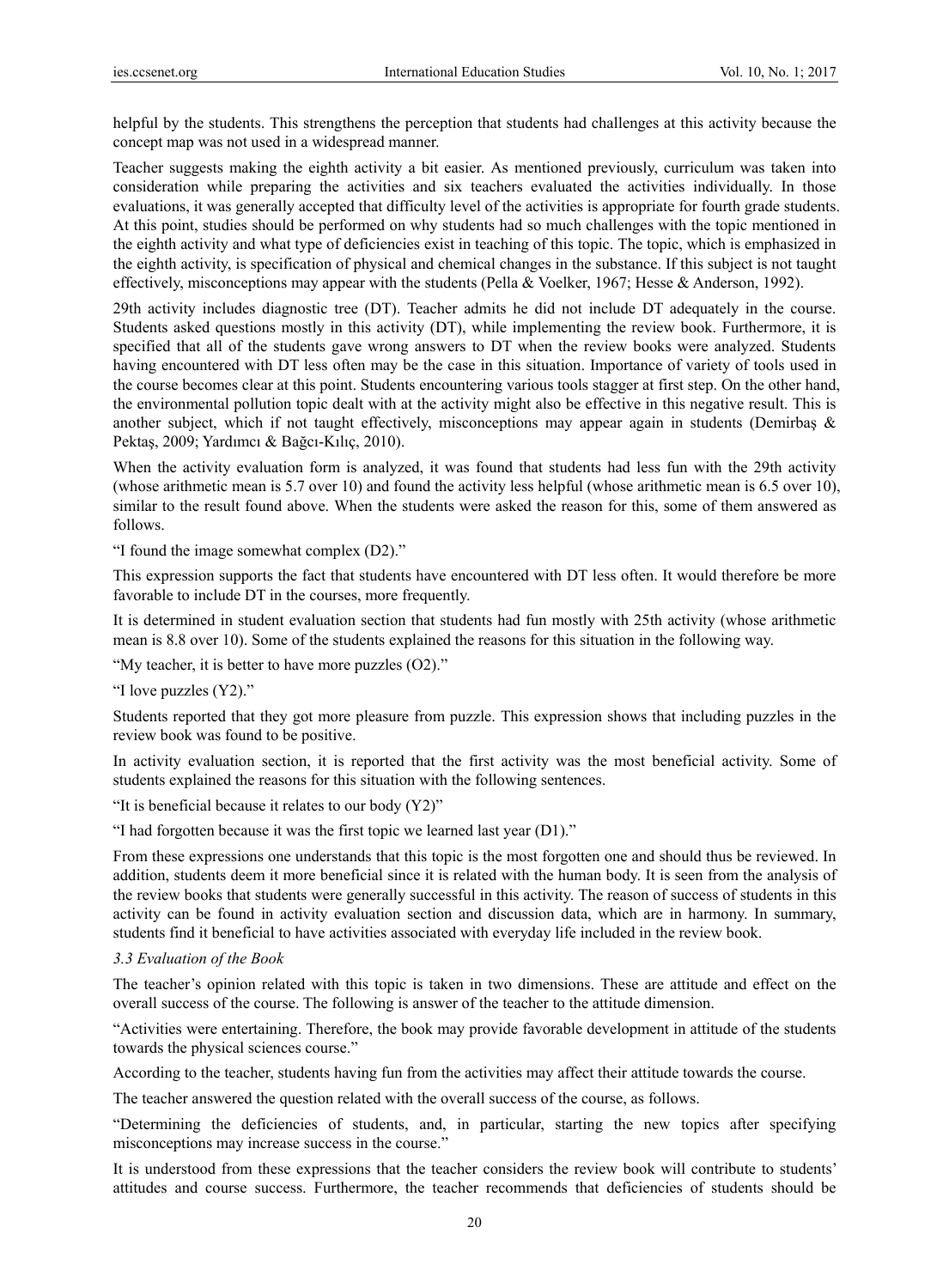helpful by the students. This strengthens the perception that students had challenges at this activity because the concept map was not used in a widespread manner.

Teacher suggests making the eighth activity a bit easier. As mentioned previously, curriculum was taken into consideration while preparing the activities and six teachers evaluated the activities individually. In those evaluations, it was generally accepted that difficulty level of the activities is appropriate for fourth grade students. At this point, studies should be performed on why students had so much challenges with the topic mentioned in the eighth activity and what type of deficiencies exist in teaching of this topic. The topic, which is emphasized in the eighth activity, is specification of physical and chemical changes in the substance. If this subject is not taught effectively, misconceptions may appear with the students (Pella & Voelker, 1967; Hesse & Anderson, 1992).

29th activity includes diagnostic tree (DT). Teacher admits he did not include DT adequately in the course. Students asked questions mostly in this activity (DT), while implementing the review book. Furthermore, it is specified that all of the students gave wrong answers to DT when the review books were analyzed. Students having encountered with DT less often may be the case in this situation. Importance of variety of tools used in the course becomes clear at this point. Students encountering various tools stagger at first step. On the other hand, the environmental pollution topic dealt with at the activity might also be effective in this negative result. This is another subject, which if not taught effectively, misconceptions may appear again in students (Demirbaş & Pektaş, 2009; Yardımcı & Bağcı-Kılıç, 2010).

When the activity evaluation form is analyzed, it was found that students had less fun with the 29th activity (whose arithmetic mean is 5.7 over 10) and found the activity less helpful (whose arithmetic mean is 6.5 over 10), similar to the result found above. When the students were asked the reason for this, some of them answered as follows.

"I found the image somewhat complex (D2)."

This expression supports the fact that students have encountered with DT less often. It would therefore be more favorable to include DT in the courses, more frequently.

It is determined in student evaluation section that students had fun mostly with 25th activity (whose arithmetic mean is 8.8 over 10). Some of the students explained the reasons for this situation in the following way.

"My teacher, it is better to have more puzzles (O2)."

"I love puzzles (Y2)."

Students reported that they got more pleasure from puzzle. This expression shows that including puzzles in the review book was found to be positive.

In activity evaluation section, it is reported that the first activity was the most beneficial activity. Some of students explained the reasons for this situation with the following sentences.

"It is beneficial because it relates to our body (Y2)"

"I had forgotten because it was the first topic we learned last year (D1)."

From these expressions one understands that this topic is the most forgotten one and should thus be reviewed. In addition, students deem it more beneficial since it is related with the human body. It is seen from the analysis of the review books that students were generally successful in this activity. The reason of success of students in this activity can be found in activity evaluation section and discussion data, which are in harmony. In summary, students find it beneficial to have activities associated with everyday life included in the review book.

### *3.3 Evaluation of the Book*

The teacher's opinion related with this topic is taken in two dimensions. These are attitude and effect on the overall success of the course. The following is answer of the teacher to the attitude dimension.

"Activities were entertaining. Therefore, the book may provide favorable development in attitude of the students towards the physical sciences course."

According to the teacher, students having fun from the activities may affect their attitude towards the course.

The teacher answered the question related with the overall success of the course, as follows.

"Determining the deficiencies of students, and, in particular, starting the new topics after specifying misconceptions may increase success in the course."

It is understood from these expressions that the teacher considers the review book will contribute to students' attitudes and course success. Furthermore, the teacher recommends that deficiencies of students should be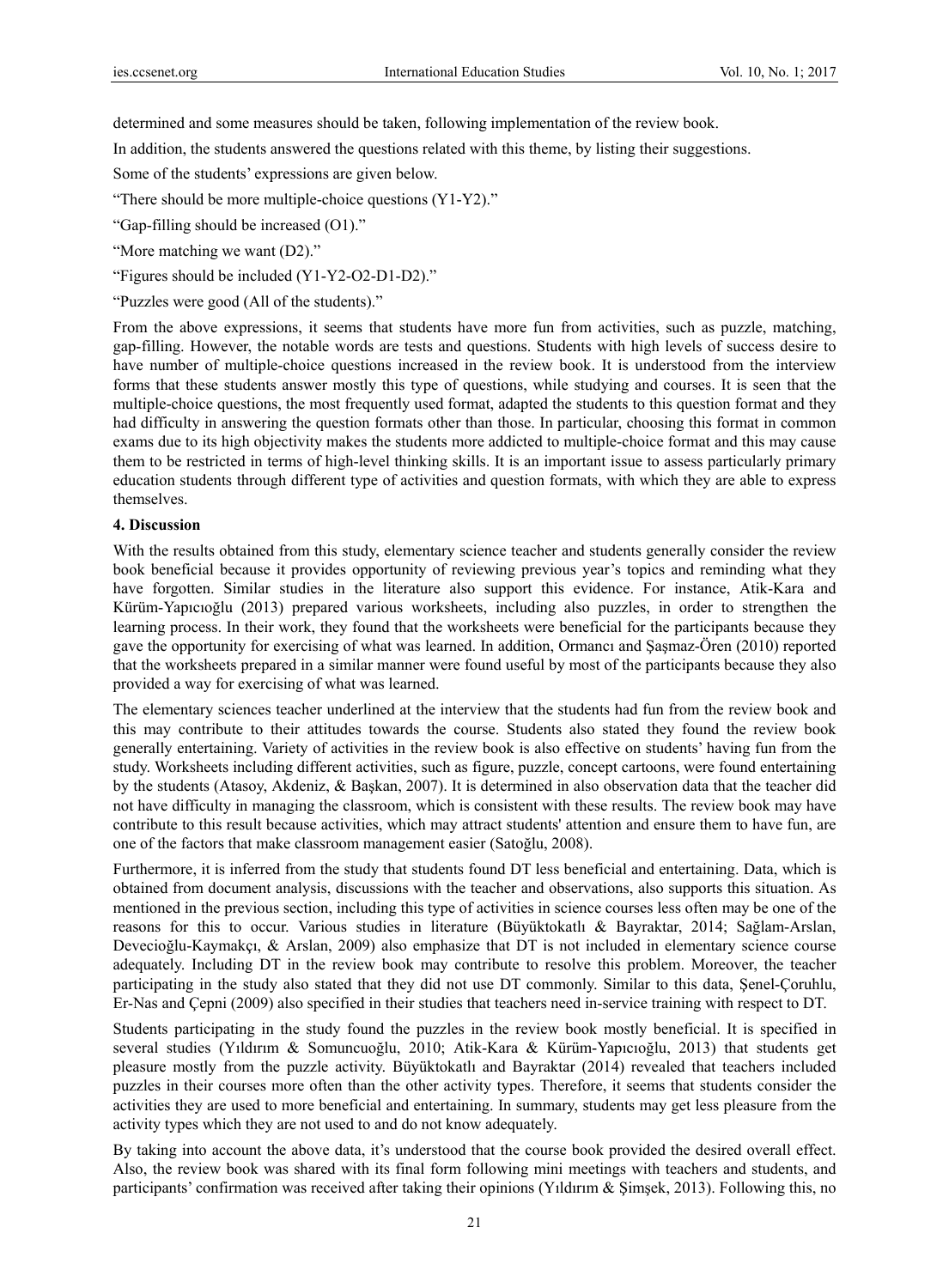determined and some measures should be taken, following implementation of the review book.

In addition, the students answered the questions related with this theme, by listing their suggestions.

Some of the students' expressions are given below.

"There should be more multiple-choice questions (Y1-Y2)."

"Gap-filling should be increased (O1)."

"More matching we want (D2)."

"Figures should be included (Y1-Y2-O2-D1-D2)."

"Puzzles were good (All of the students)."

From the above expressions, it seems that students have more fun from activities, such as puzzle, matching, gap-filling. However, the notable words are tests and questions. Students with high levels of success desire to have number of multiple-choice questions increased in the review book. It is understood from the interview forms that these students answer mostly this type of questions, while studying and courses. It is seen that the multiple-choice questions, the most frequently used format, adapted the students to this question format and they had difficulty in answering the question formats other than those. In particular, choosing this format in common exams due to its high objectivity makes the students more addicted to multiple-choice format and this may cause them to be restricted in terms of high-level thinking skills. It is an important issue to assess particularly primary education students through different type of activities and question formats, with which they are able to express themselves.

## 4. Discussion

With the results obtained from this study, elementary science teacher and students generally consider the review book beneficial because it provides opportunity of reviewing previous year's topics and reminding what they have forgotten. Similar studies in the literature also support this evidence. For instance, Atik-Kara and Kürüm-Yapıcıoğlu (2013) prepared various worksheets, including also puzzles, in order to strengthen the learning process. In their work, they found that the worksheets were beneficial for the participants because they gave the opportunity for exercising of what was learned. In addition, Ormancı and Şaşmaz-Ören (2010) reported that the worksheets prepared in a similar manner were found useful by most of the participants because they also provided a way for exercising of what was learned.

The elementary sciences teacher underlined at the interview that the students had fun from the review book and this may contribute to their attitudes towards the course. Students also stated they found the review book generally entertaining. Variety of activities in the review book is also effective on students' having fun from the study. Worksheets including different activities, such as figure, puzzle, concept cartoons, were found entertaining by the students (Atasoy, Akdeniz, & Başkan, 2007). It is determined in also observation data that the teacher did not have difficulty in managing the classroom, which is consistent with these results. The review book may have contribute to this result because activities, which may attract students' attention and ensure them to have fun, are one of the factors that make classroom management easier (Satoğlu, 2008).

Furthermore, it is inferred from the study that students found DT less beneficial and entertaining. Data, which is obtained from document analysis, discussions with the teacher and observations, also supports this situation. As mentioned in the previous section, including this type of activities in science courses less often may be one of the reasons for this to occur. Various studies in literature (Büyüktokatlı & Bayraktar, 2014; Sağlam-Arslan, Devecioğlu-Kaymakçı, & Arslan, 2009) also emphasize that DT is not included in elementary science course adequately. Including DT in the review book may contribute to resolve this problem. Moreover, the teacher participating in the study also stated that they did not use DT commonly. Similar to this data, Şenel-Çoruhlu, Er-Nas and Çepni (2009) also specified in their studies that teachers need in-service training with respect to DT.

Students participating in the study found the puzzles in the review book mostly beneficial. It is specified in several studies (Yıldırım & Somuncuoğlu, 2010; Atik-Kara & Kürüm-Yapıcıoğlu, 2013) that students get pleasure mostly from the puzzle activity. Büyüktokatlı and Bayraktar (2014) revealed that teachers included puzzles in their courses more often than the other activity types. Therefore, it seems that students consider the activities they are used to more beneficial and entertaining. In summary, students may get less pleasure from the activity types which they are not used to and do not know adequately.

By taking into account the above data, it's understood that the course book provided the desired overall effect. Also, the review book was shared with its final form following mini meetings with teachers and students, and participants' confirmation was received after taking their opinions (Yıldırım & Şimşek, 2013). Following this, no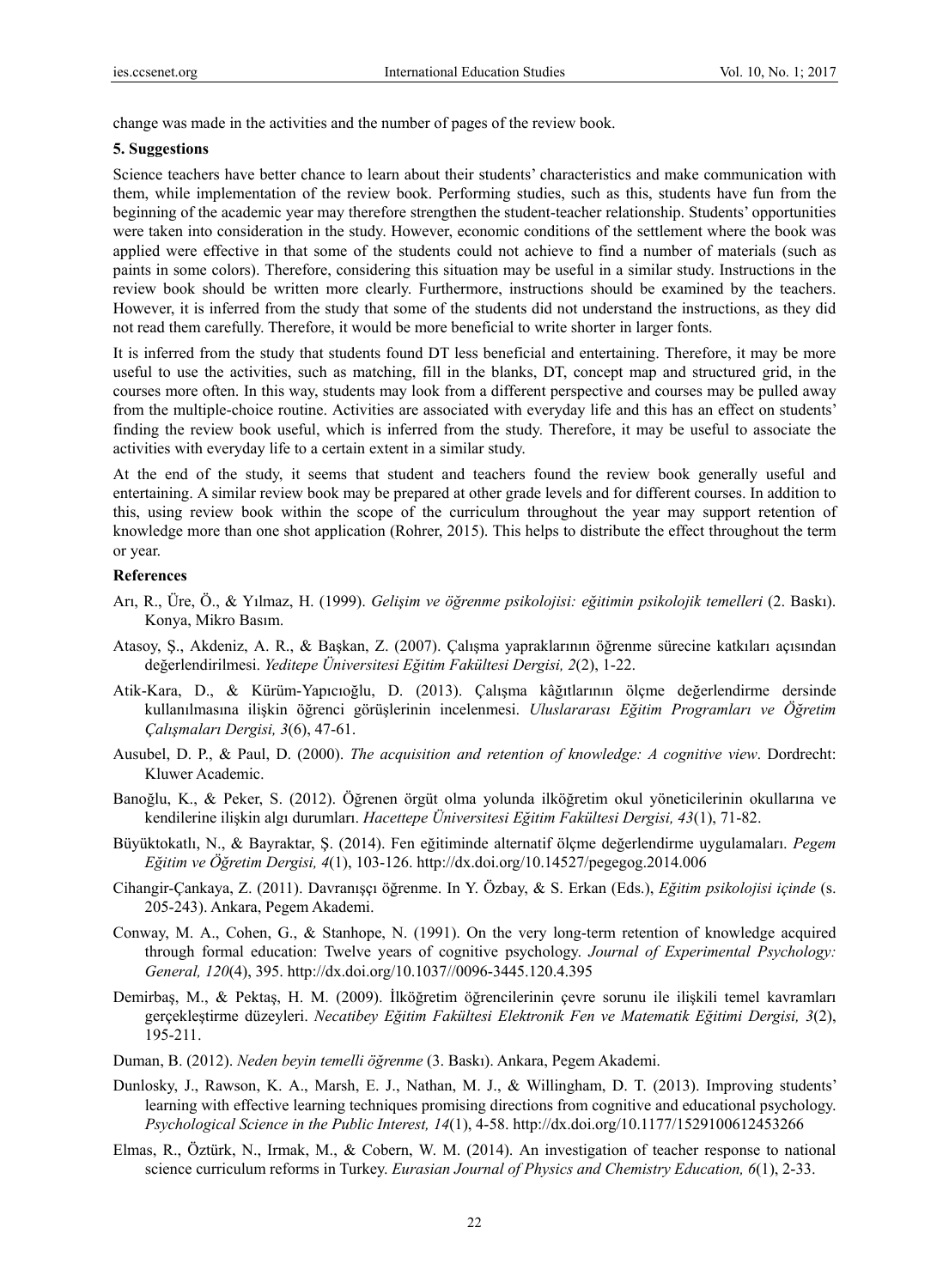change was made in the activities and the number of pages of the review book.

## 5. Suggestions

Science teachers have better chance to learn about their students' characteristics and make communication with them, while implementation of the review book. Performing studies, such as this, students have fun from the beginning of the academic year may therefore strengthen the student-teacher relationship. Students' opportunities were taken into consideration in the study. However, economic conditions of the settlement where the book was applied were effective in that some of the students could not achieve to find a number of materials (such as paints in some colors). Therefore, considering this situation may be useful in a similar study. Instructions in the review book should be written more clearly. Furthermore, instructions should be examined by the teachers. However, it is inferred from the study that some of the students did not understand the instructions, as they did not read them carefully. Therefore, it would be more beneficial to write shorter in larger fonts.

It is inferred from the study that students found DT less beneficial and entertaining. Therefore, it may be more useful to use the activities, such as matching, fill in the blanks, DT, concept map and structured grid, in the courses more often. In this way, students may look from a different perspective and courses may be pulled away from the multiple-choice routine. Activities are associated with everyday life and this has an effect on students' finding the review book useful, which is inferred from the study. Therefore, it may be useful to associate the activities with everyday life to a certain extent in a similar study.

At the end of the study, it seems that student and teachers found the review book generally useful and entertaining. A similar review book may be prepared at other grade levels and for different courses. In addition to this, using review book within the scope of the curriculum throughout the year may support retention of knowledge more than one shot application (Rohrer, 2015). This helps to distribute the effect throughout the term or year.

## References

Arı, R., Üre, Ö., & Yılmaz, H. (1999). *Gelişim ve öğrenme psikolojisi: eğitimin psikolojik temelleri* (2. Baskı). Konya, Mikro Basım.

Atasoy, Ş., Akdeniz, A. R., & Başkan, Z. (2007). Çalışma yapraklarının öğrenme sürecine katkıları açısından değerlendirilmesi. *Yeditepe Üniversitesi Eğitim Fakültesi Dergisi, 2*(2), 1-22.

Atik-Kara, D., & Kürüm-Yapıcıoğlu, D. (2013). Çalışma kâğıtlarının ölçme değerlendirme dersinde kullanılmasına ilişkin öğrenci görüşlerinin incelenmesi. *Uluslararası Eğitim Programları ve Öğretim Çalışmaları Dergisi, 3*(6), 47-61.

Ausubel, D. P., & Paul, D. (2000). *The acquisition and retention of knowledge: A cognitive view*. Dordrecht: Kluwer Academic.

Banoğlu, K., & Peker, S. (2012). Öğrenen örgüt olma yolunda ilköğretim okul yöneticilerinin okullarına ve kendilerine ilişkin algı durumları. *Hacettepe Üniversitesi Eğitim Fakültesi Dergisi, 43*(1), 71-82.

Büyüktokatlı, N., & Bayraktar, Ş. (2014). Fen eğitiminde alternatif ölçme değerlendirme uygulamaları. *Pegem Eğitim ve Öğretim Dergisi, 4*(1), 103-126. http://dx.doi.org/10.14527/pegegog.2014.006

Cihangir-Çankaya, Z. (2011). Davranışçı öğrenme. In Y. Özbay, & S. Erkan (Eds.), *Eğitim psikolojisi içinde* (s. 205-243). Ankara, Pegem Akademi.

Conway, M. A., Cohen, G., & Stanhope, N. (1991). On the very long-term retention of knowledge acquired through formal education: Twelve years of cognitive psychology. *Journal of Experimental Psychology: General, 120*(4), 395. http://dx.doi.org/10.1037//0096-3445.120.4.395

Demirbaş, M., & Pektaş, H. M. (2009). İlköğretim öğrencilerinin çevre sorunu ile ilişkili temel kavramları gerçekleştirme düzeyleri. *Necatibey Eğitim Fakültesi Elektronik Fen ve Matematik Eğitimi Dergisi, 3*(2), 195-211.

Duman, B. (2012). *Neden beyin temelli öğrenme* (3. Baskı). Ankara, Pegem Akademi.

Dunlosky, J., Rawson, K. A., Marsh, E. J., Nathan, M. J., & Willingham, D. T. (2013). Improving students' learning with effective learning techniques promising directions from cognitive and educational psychology. *Psychological Science in the Public Interest, 14*(1), 4-58. http://dx.doi.org/10.1177/1529100612453266

Elmas, R., Öztürk, N., Irmak, M., & Cobern, W. M. (2014). An investigation of teacher response to national science curriculum reforms in Turkey. *Eurasian Journal of Physics and Chemistry Education, 6*(1), 2-33.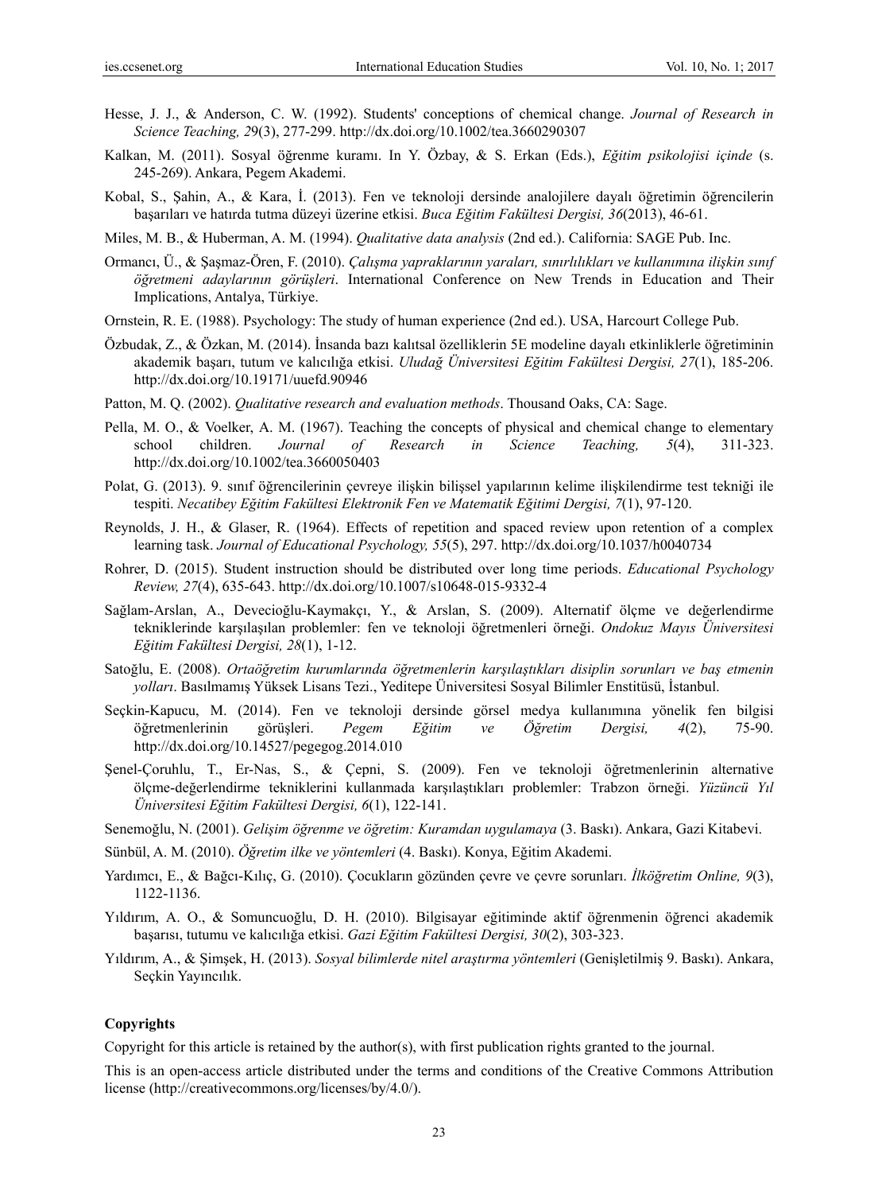Hesse, J. J., & Anderson, C. W. (1992). Students' conceptions of chemical change. *Journal of Research in Science Teaching, 29*(3), 277-299. http://dx.doi.org/10.1002/tea.3660290307

Kalkan, M. (2011). Sosyal öğrenme kuramı. In Y. Özbay, & S. Erkan (Eds.), *Eğitim psikolojisi içinde* (s. 245-269). Ankara, Pegem Akademi.

Kobal, S., Şahin, A., & Kara, İ. (2013). Fen ve teknoloji dersinde analojilere dayalı öğretimin öğrencilerin başarıları ve hatırda tutma düzeyi üzerine etkisi. *Buca Eğitim Fakültesi Dergisi, 36*(2013), 46-61.

Miles, M. B., & Huberman, A. M. (1994). *Qualitative data analysis* (2nd ed.). California: SAGE Pub. Inc.

Ormancı, Ü., & Şaşmaz-Ören, F. (2010). *Çalışma yapraklarının yararları, sınırlılıkları ve kullanımına ilişkin sınıf öğretmeni adaylarının görüşleri*. International Conference on New Trends in Education and Their Implications, Antalya, Türkiye.

Ornstein, R. E. (1988). Psychology: The study of human experience (2nd ed.). USA, Harcourt College Pub.

Özbudak, Z., & Özkan, M. (2014). İnsanda bazı kalıtsal özelliklerin 5E modeline dayalı etkinliklerle öğretiminin akademik başarı, tutum ve kalıcılığa etkisi. *Uludağ Üniversitesi Eğitim Fakültesi Dergisi, 27*(1), 185-206. http://dx.doi.org/10.19171/uuefd.90946

Patton, M. Q. (2002). *Qualitative research and evaluation methods*. Thousand Oaks, CA: Sage.

Pella, M. O., & Voelker, A. M. (1967). Teaching the concepts of physical and chemical change to elementary school children. *Journal of Research in Science Teaching, 5*(4), 311-323. http://dx.doi.org/10.1002/tea.3660050403

Polat, G. (2013). 9. sınıf öğrencilerinin çevreye ilişkin bilişsel yapılarının kelime ilişkilendirme test tekniği ile tespiti. *Necatibey Eğitim Fakültesi Elektronik Fen ve Matematik Eğitimi Dergisi, 7*(1), 97-120.

Reynolds, J. H., & Glaser, R. (1964). Effects of repetition and spaced review upon retention of a complex learning task. *Journal of Educational Psychology, 55*(5), 297. http://dx.doi.org/10.1037/h0040734

Rohrer, D. (2015). Student instruction should be distributed over long time periods. *Educational Psychology Review, 27*(4), 635-643. http://dx.doi.org/10.1007/s10648-015-9332-4

Sağlam-Arslan, A., Devecioğlu-Kaymakçı, Y., & Arslan, S. (2009). Alternatif ölçme ve değerlendirme tekniklerinde karşılaşılan problemler: fen ve teknoloji öğretmenleri örneği. *Ondokuz Mayıs Üniversitesi Eğitim Fakültesi Dergisi, 28*(1), 1-12.

Satoğlu, E. (2008). *Ortaöğretim kurumlarında öğretmenlerin karşılaştıkları disiplin sorunları ve baş etmenin yolları*. Basılmamış Yüksek Lisans Tezi., Yeditepe Üniversitesi Sosyal Bilimler Enstitüsü, İstanbul.

Seçkin-Kapucu, M. (2014). Fen ve teknoloji dersinde görsel medya kullanımına yönelik fen bilgisi öğretmenlerinin görüşleri. *Pegem Eğitim ve Öğretim Dergisi, 4*(2), 75-90. http://dx.doi.org/10.14527/pegegog.2014.010

Şenel-Çoruhlu, T., Er-Nas, S., & Çepni, S. (2009). Fen ve teknoloji öğretmenlerinin alternative ölçme-değerlendirme tekniklerini kullanmada karşılaştıkları problemler: Trabzon örneği. *Yüzüncü Yıl Üniversitesi Eğitim Fakültesi Dergisi, 6*(1), 122-141.

Senemoğlu, N. (2001). *Gelişim öğrenme ve öğretim: Kuramdan uygulamaya* (3. Baskı). Ankara, Gazi Kitabevi.

Sünbül, A. M. (2010). *Öğretim ilke ve yöntemleri* (4. Baskı). Konya, Eğitim Akademi.

Yardımcı, E., & Bağcı-Kılıç, G. (2010). Çocukların gözünden çevre ve çevre sorunları. *İlköğretim Online, 9*(3), 1122-1136.

Yıldırım, A. O., & Somuncuoğlu, D. H. (2010). Bilgisayar eğitiminde aktif öğrenmenin öğrenci akademik başarısı, tutumu ve kalıcılığa etkisi. *Gazi Eğitim Fakültesi Dergisi, 30*(2), 303-323.

Yıldırım, A., & Şimşek, H. (2013). *Sosyal bilimlerde nitel araştırma yöntemleri* (Genişletilmiş 9. Baskı). Ankara, Seçkin Yayıncılık.

**Copyrights**

Copyright for this article is retained by the author(s), with first publication rights granted to the journal.

This is an open-access article distributed under the terms and conditions of the Creative Commons Attribution license (http://creativecommons.org/licenses/by/4.0/).